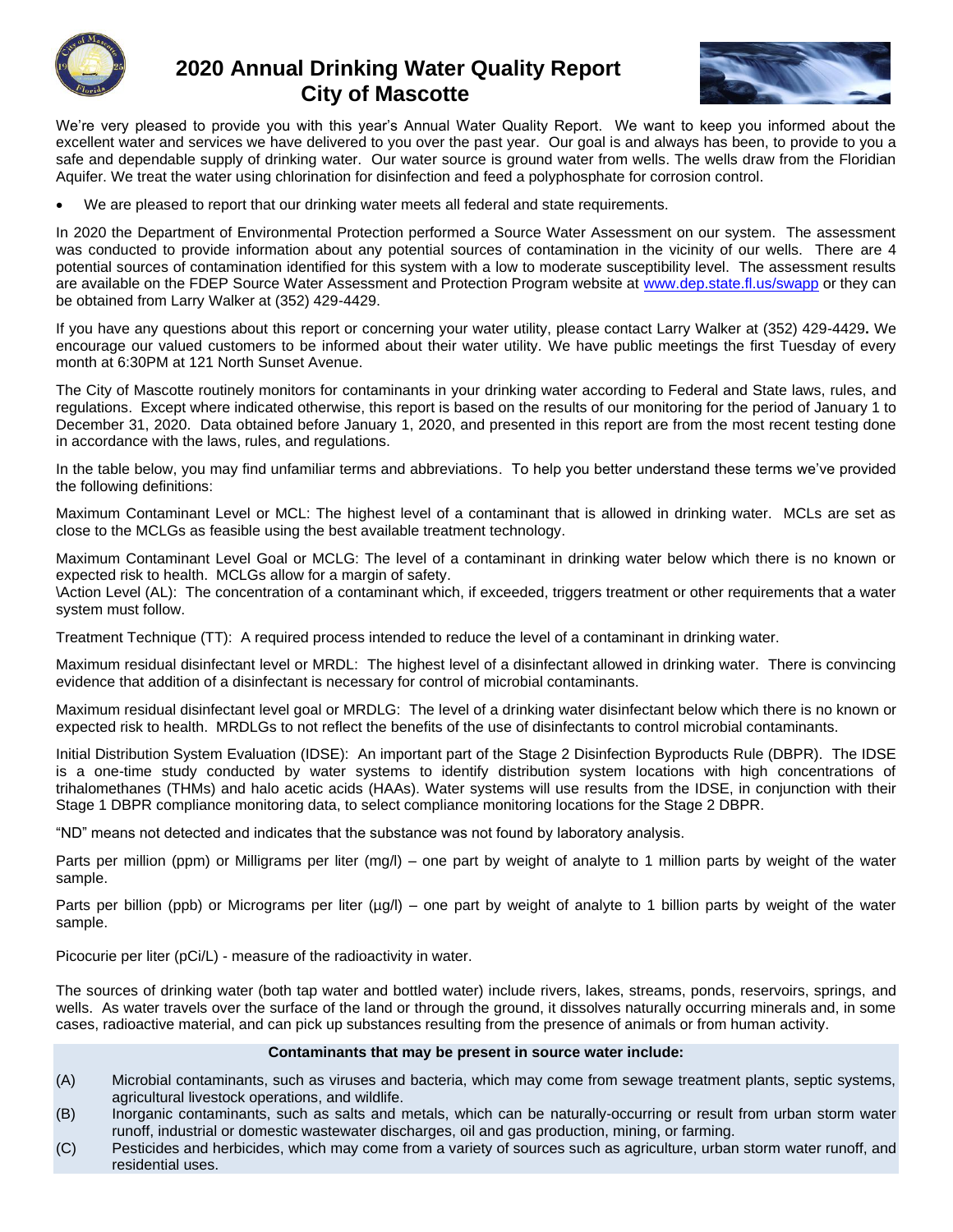# 2020 Annual Drinking Water Quality Report
# City of Mascotte

We're very pleased to provide you with this year's Annual Water Quality Report. We want to keep you informed about the excellent water and services we have delivered to you over the past year. Our goal is and always has been, to provide to you a safe and dependable supply of drinking water. Our water source is ground water from wells. The wells draw from the Floridian Aquifer. We treat the water using chlorination for disinfection and feed a polyphosphate for corrosion control.

- We are pleased to report that our drinking water meets all federal and state requirements.

In 2020 the Department of Environmental Protection performed a Source Water Assessment on our system. The assessment was conducted to provide information about any potential sources of contamination in the vicinity of our wells. There are 4 potential sources of contamination identified for this system with a low to moderate susceptibility level. The assessment results are available on the FDEP Source Water Assessment and Protection Program website at www.dep.state.fl.us/swapp or they can be obtained from Larry Walker at (352) 429-4429.

If you have any questions about this report or concerning your water utility, please contact Larry Walker at (352) 429-4429**.** We encourage our valued customers to be informed about their water utility. We have public meetings the first Tuesday of every month at 6:30PM at 121 North Sunset Avenue.

The City of Mascotte routinely monitors for contaminants in your drinking water according to Federal and State laws, rules, and regulations. Except where indicated otherwise, this report is based on the results of our monitoring for the period of January 1 to December 31, 2020. Data obtained before January 1, 2020, and presented in this report are from the most recent testing done in accordance with the laws, rules, and regulations.

In the table below, you may find unfamiliar terms and abbreviations. To help you better understand these terms we've provided the following definitions:

Maximum Contaminant Level or MCL: The highest level of a contaminant that is allowed in drinking water. MCLs are set as close to the MCLGs as feasible using the best available treatment technology.

Maximum Contaminant Level Goal or MCLG: The level of a contaminant in drinking water below which there is no known or expected risk to health. MCLGs allow for a margin of safety.
\Action Level (AL): The concentration of a contaminant which, if exceeded, triggers treatment or other requirements that a water system must follow.

Treatment Technique (TT): A required process intended to reduce the level of a contaminant in drinking water.

Maximum residual disinfectant level or MRDL: The highest level of a disinfectant allowed in drinking water. There is convincing evidence that addition of a disinfectant is necessary for control of microbial contaminants.

Maximum residual disinfectant level goal or MRDLG: The level of a drinking water disinfectant below which there is no known or expected risk to health. MRDLGs to not reflect the benefits of the use of disinfectants to control microbial contaminants.

Initial Distribution System Evaluation (IDSE): An important part of the Stage 2 Disinfection Byproducts Rule (DBPR). The IDSE is a one-time study conducted by water systems to identify distribution system locations with high concentrations of trihalomethanes (THMs) and halo acetic acids (HAAs). Water systems will use results from the IDSE, in conjunction with their Stage 1 DBPR compliance monitoring data, to select compliance monitoring locations for the Stage 2 DBPR.

"ND" means not detected and indicates that the substance was not found by laboratory analysis.

Parts per million (ppm) or Milligrams per liter (mg/l) – one part by weight of analyte to 1 million parts by weight of the water sample.

Parts per billion (ppb) or Micrograms per liter (µg/l) – one part by weight of analyte to 1 billion parts by weight of the water sample.

Picocurie per liter (pCi/L) - measure of the radioactivity in water.

The sources of drinking water (both tap water and bottled water) include rivers, lakes, streams, ponds, reservoirs, springs, and wells. As water travels over the surface of the land or through the ground, it dissolves naturally occurring minerals and, in some cases, radioactive material, and can pick up substances resulting from the presence of animals or from human activity.

**Contaminants that may be present in source water include:**

(A) Microbial contaminants, such as viruses and bacteria, which may come from sewage treatment plants, septic systems, agricultural livestock operations, and wildlife.

(B) Inorganic contaminants, such as salts and metals, which can be naturally-occurring or result from urban storm water runoff, industrial or domestic wastewater discharges, oil and gas production, mining, or farming.

(C) Pesticides and herbicides, which may come from a variety of sources such as agriculture, urban storm water runoff, and residential uses.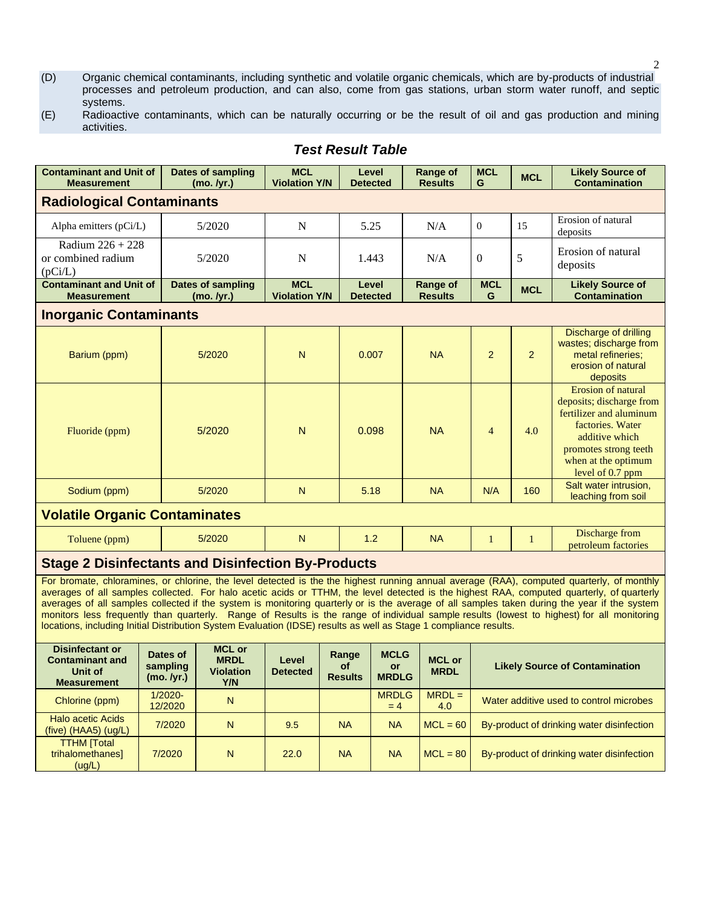(D) Organic chemical contaminants, including synthetic and volatile organic chemicals, which are by-products of industrial processes and petroleum production, and can also, come from gas stations, urban storm water runoff, and septic systems.

(E) Radioactive contaminants, which can be naturally occurring or be the result of oil and gas production and mining activities.

## *Test Result Table*

| Contaminant and Unit of Measurement | Dates of sampling (mo. /yr.) | MCL Violation Y/N | Level Detected | Range of Results | MCL G | MCL | Likely Source of Contamination |
|---|---|---|---|---|---|---|---|
| **Radiological Contaminants** | | | | | | | |
| Alpha emitters (pCi/L) | 5/2020 | N | 5.25 | N/A | 0 | 15 | Erosion of natural deposits |
| Radium 226 + 228 or combined radium (pCi/L) | 5/2020 | N | 1.443 | N/A | 0 | 5 | Erosion of natural deposits |
| **Contaminant and Unit of Measurement** | **Dates of sampling (mo. /yr.)** | **MCL Violation Y/N** | **Level Detected** | **Range of Results** | **MCL G** | **MCL** | **Likely Source of Contamination** |
| **Inorganic Contaminants** | | | | | | | |
| Barium (ppm) | 5/2020 | N | 0.007 | NA | 2 | 2 | Discharge of drilling wastes; discharge from metal refineries; erosion of natural deposits |
| Fluoride (ppm) | 5/2020 | N | 0.098 | NA | 4 | 4.0 | Erosion of natural deposits; discharge from fertilizer and aluminum factories. Water additive which promotes strong teeth when at the optimum level of 0.7 ppm |
| Sodium (ppm) | 5/2020 | N | 5.18 | NA | N/A | 160 | Salt water intrusion, leaching from soil |
| **Volatile Organic Contaminates** | | | | | | | |
| Toluene (ppm) | 5/2020 | N | 1.2 | NA | 1 | 1 | Discharge from petroleum factories |

### Stage 2 Disinfectants and Disinfection By-Products

For bromate, chloramines, or chlorine, the level detected is the the highest running annual average (RAA), computed quarterly, of monthly averages of all samples collected. For halo acetic acids or TTHM, the level detected is the highest RAA, computed quarterly, of quarterly averages of all samples collected if the system is monitoring quarterly or is the average of all samples taken during the year if the system monitors less frequently than quarterly. Range of Results is the range of individual sample results (lowest to highest) for all monitoring locations, including Initial Distribution System Evaluation (IDSE) results as well as Stage 1 compliance results.

| Disinfectant or Contaminant and Unit of Measurement | Dates of sampling (mo. /yr.) | MCL or MRDL Violation Y/N | Level Detected | Range of Results | MCLG or MRDLG | MCL or MRDL | Likely Source of Contamination |
|---|---|---|---|---|---|---|---|
| Chlorine (ppm) | 1/2020-12/2020 | N | | | MRDLG = 4 | MRDL = 4.0 | Water additive used to control microbes |
| Halo acetic Acids (five) (HAA5) (ug/L) | 7/2020 | N | 9.5 | NA | NA | MCL = 60 | By-product of drinking water disinfection |
| TTHM [Total trihalomethanes] (ug/L) | 7/2020 | N | 22.0 | NA | NA | MCL = 80 | By-product of drinking water disinfection |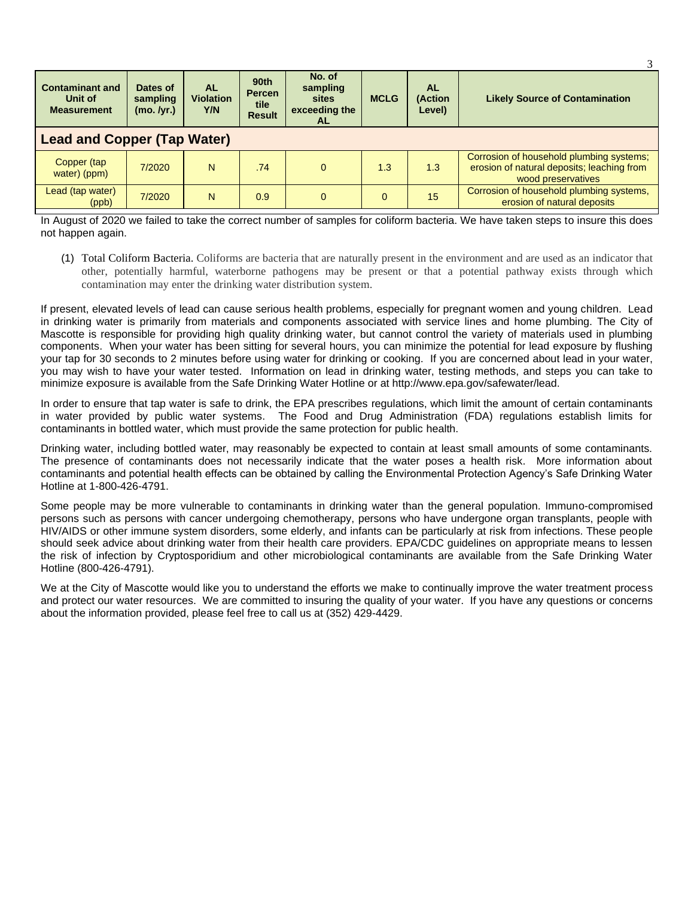| Contaminant and Unit of Measurement | Dates of sampling (mo. /yr.) | AL Violation Y/N | 90th Percentile Result | No. of sampling sites exceeding the AL | MCLG | AL (Action Level) | Likely Source of Contamination |
| --- | --- | --- | --- | --- | --- | --- | --- |
| **Lead and Copper (Tap Water)** | | | | | | | |
| Copper (tap water) (ppm) | 7/2020 | N | .74 | 0 | 1.3 | 1.3 | Corrosion of household plumbing systems; erosion of natural deposits; leaching from wood preservatives |
| Lead (tap water) (ppb) | 7/2020 | N | 0.9 | 0 | 0 | 15 | Corrosion of household plumbing systems, erosion of natural deposits |

In August of 2020 we failed to take the correct number of samples for coliform bacteria. We have taken steps to insure this does not happen again.

(1) Total Coliform Bacteria. Coliforms are bacteria that are naturally present in the environment and are used as an indicator that other, potentially harmful, waterborne pathogens may be present or that a potential pathway exists through which contamination may enter the drinking water distribution system.

If present, elevated levels of lead can cause serious health problems, especially for pregnant women and young children. Lead in drinking water is primarily from materials and components associated with service lines and home plumbing. The City of Mascotte is responsible for providing high quality drinking water, but cannot control the variety of materials used in plumbing components. When your water has been sitting for several hours, you can minimize the potential for lead exposure by flushing your tap for 30 seconds to 2 minutes before using water for drinking or cooking. If you are concerned about lead in your water, you may wish to have your water tested. Information on lead in drinking water, testing methods, and steps you can take to minimize exposure is available from the Safe Drinking Water Hotline or at http://www.epa.gov/safewater/lead.

In order to ensure that tap water is safe to drink, the EPA prescribes regulations, which limit the amount of certain contaminants in water provided by public water systems. The Food and Drug Administration (FDA) regulations establish limits for contaminants in bottled water, which must provide the same protection for public health.

Drinking water, including bottled water, may reasonably be expected to contain at least small amounts of some contaminants. The presence of contaminants does not necessarily indicate that the water poses a health risk. More information about contaminants and potential health effects can be obtained by calling the Environmental Protection Agency's Safe Drinking Water Hotline at 1-800-426-4791.

Some people may be more vulnerable to contaminants in drinking water than the general population. Immuno-compromised persons such as persons with cancer undergoing chemotherapy, persons who have undergone organ transplants, people with HIV/AIDS or other immune system disorders, some elderly, and infants can be particularly at risk from infections. These people should seek advice about drinking water from their health care providers. EPA/CDC guidelines on appropriate means to lessen the risk of infection by Cryptosporidium and other microbiological contaminants are available from the Safe Drinking Water Hotline (800-426-4791).

We at the City of Mascotte would like you to understand the efforts we make to continually improve the water treatment process and protect our water resources. We are committed to insuring the quality of your water. If you have any questions or concerns about the information provided, please feel free to call us at (352) 429-4429.